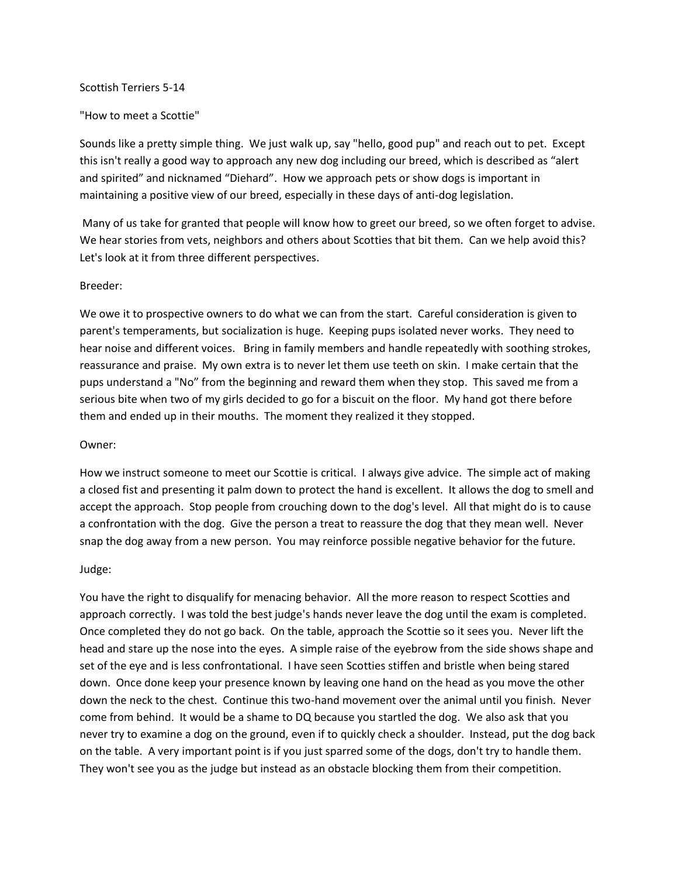Scottish Terriers 5-14

# "How to meet a Scottie"

Sounds like a pretty simple thing. We just walk up, say "hello, good pup" and reach out to pet. Except this isn't really a good way to approach any new dog including our breed, which is described as "alert and spirited" and nicknamed "Diehard". How we approach pets or show dogs is important in maintaining a positive view of our breed, especially in these days of anti-dog legislation.

Many of us take for granted that people will know how to greet our breed, so we often forget to advise. We hear stories from vets, neighbors and others about Scotties that bit them. Can we help avoid this? Let's look at it from three different perspectives.

## Breeder:

We owe it to prospective owners to do what we can from the start. Careful consideration is given to parent's temperaments, but socialization is huge. Keeping pups isolated never works. They need to hear noise and different voices. Bring in family members and handle repeatedly with soothing strokes, reassurance and praise. My own extra is to never let them use teeth on skin. I make certain that the pups understand a "No" from the beginning and reward them when they stop. This saved me from a serious bite when two of my girls decided to go for a biscuit on the floor. My hand got there before them and ended up in their mouths. The moment they realized it they stopped.

## Owner:

How we instruct someone to meet our Scottie is critical. I always give advice. The simple act of making a closed fist and presenting it palm down to protect the hand is excellent. It allows the dog to smell and accept the approach. Stop people from crouching down to the dog's level. All that might do is to cause a confrontation with the dog. Give the person a treat to reassure the dog that they mean well. Never snap the dog away from a new person. You may reinforce possible negative behavior for the future.

## Judge:

You have the right to disqualify for menacing behavior. All the more reason to respect Scotties and approach correctly. I was told the best judge's hands never leave the dog until the exam is completed. Once completed they do not go back. On the table, approach the Scottie so it sees you. Never lift the head and stare up the nose into the eyes. A simple raise of the eyebrow from the side shows shape and set of the eye and is less confrontational. I have seen Scotties stiffen and bristle when being stared down. Once done keep your presence known by leaving one hand on the head as you move the other down the neck to the chest. Continue this two-hand movement over the animal until you finish. Never come from behind. It would be a shame to DQ because you startled the dog. We also ask that you never try to examine a dog on the ground, even if to quickly check a shoulder. Instead, put the dog back on the table. A very important point is if you just sparred some of the dogs, don't try to handle them. They won't see you as the judge but instead as an obstacle blocking them from their competition.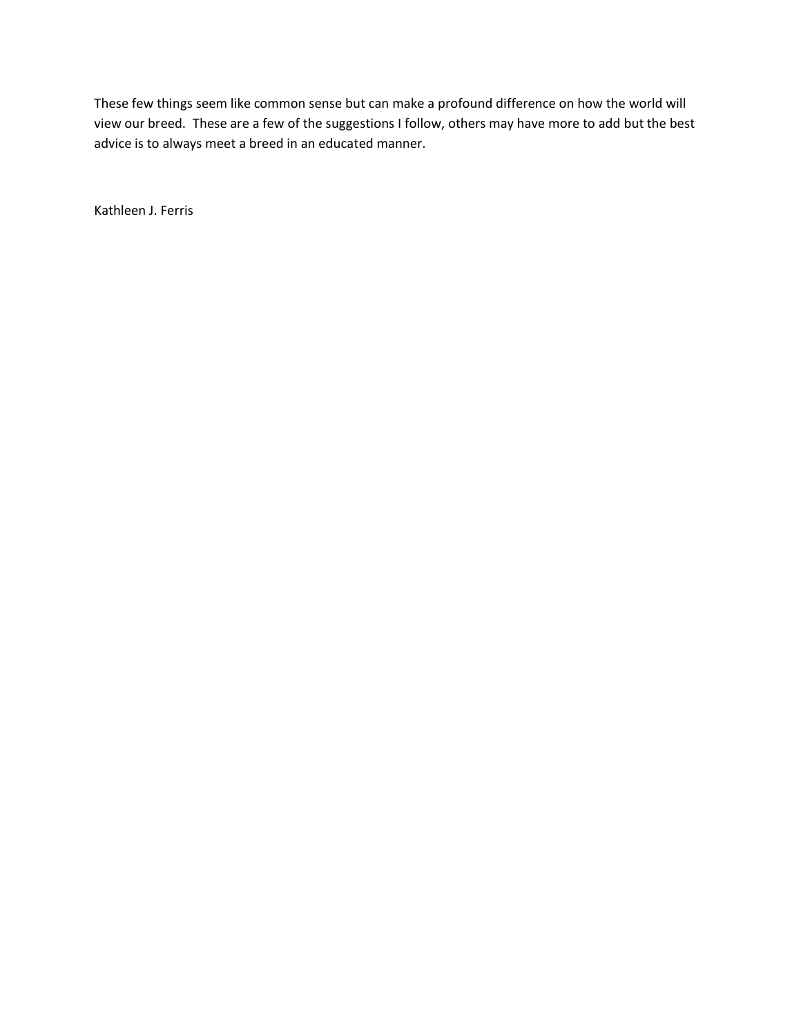These few things seem like common sense but can make a profound difference on how the world will view our breed. These are a few of the suggestions I follow, others may have more to add but the best advice is to always meet a breed in an educated manner.

Kathleen J. Ferris